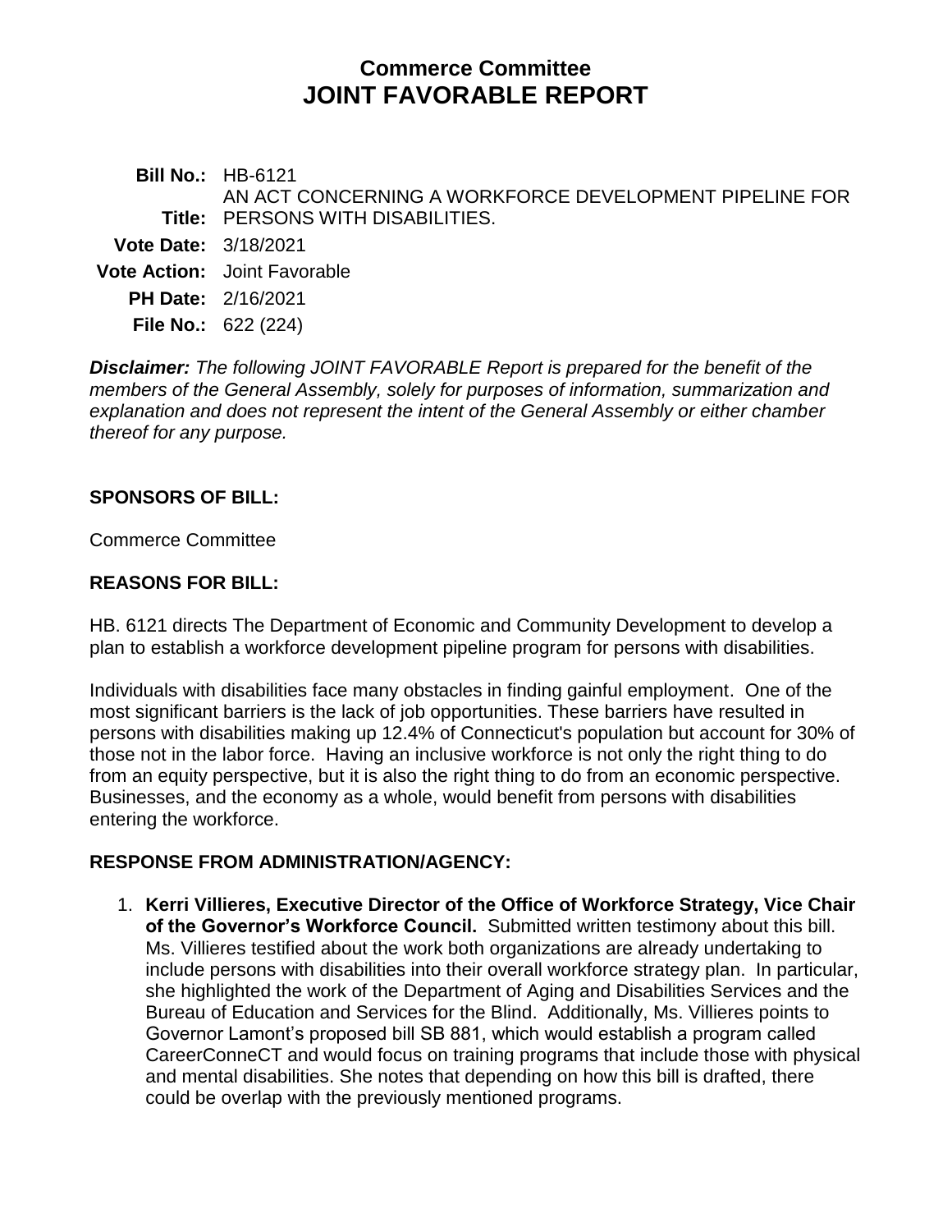# Commerce Committee
# JOINT FAVORABLE REPORT

**Bill No.:** HB-6121

**Title:** AN ACT CONCERNING A WORKFORCE DEVELOPMENT PIPELINE FOR PERSONS WITH DISABILITIES.

**Vote Date:** 3/18/2021

**Vote Action:** Joint Favorable

**PH Date:** 2/16/2021

**File No.:** 622 (224)

***Disclaimer:*** *The following JOINT FAVORABLE Report is prepared for the benefit of the members of the General Assembly, solely for purposes of information, summarization and explanation and does not represent the intent of the General Assembly or either chamber thereof for any purpose.*

## SPONSORS OF BILL:

Commerce Committee

## REASONS FOR BILL:

HB. 6121 directs The Department of Economic and Community Development to develop a plan to establish a workforce development pipeline program for persons with disabilities.

Individuals with disabilities face many obstacles in finding gainful employment. One of the most significant barriers is the lack of job opportunities. These barriers have resulted in persons with disabilities making up 12.4% of Connecticut's population but account for 30% of those not in the labor force. Having an inclusive workforce is not only the right thing to do from an equity perspective, but it is also the right thing to do from an economic perspective. Businesses, and the economy as a whole, would benefit from persons with disabilities entering the workforce.

## RESPONSE FROM ADMINISTRATION/AGENCY:

1. **Kerri Villieres, Executive Director of the Office of Workforce Strategy, Vice Chair of the Governor's Workforce Council.** Submitted written testimony about this bill. Ms. Villieres testified about the work both organizations are already undertaking to include persons with disabilities into their overall workforce strategy plan. In particular, she highlighted the work of the Department of Aging and Disabilities Services and the Bureau of Education and Services for the Blind. Additionally, Ms. Villieres points to Governor Lamont's proposed bill SB 881, which would establish a program called CareerConneCT and would focus on training programs that include those with physical and mental disabilities. She notes that depending on how this bill is drafted, there could be overlap with the previously mentioned programs.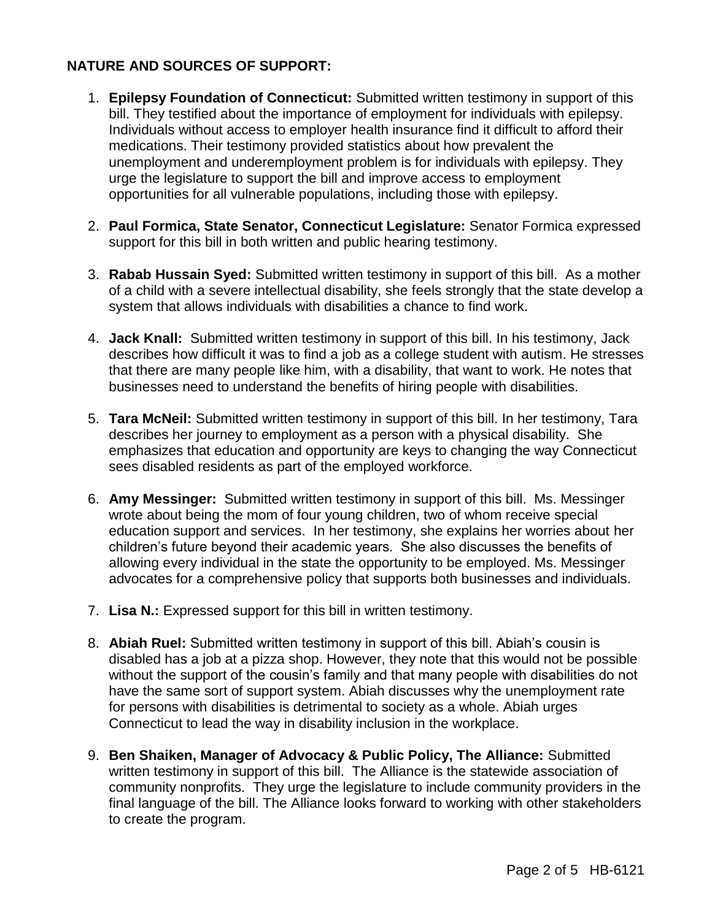**NATURE AND SOURCES OF SUPPORT:**

1. **Epilepsy Foundation of Connecticut:** Submitted written testimony in support of this bill. They testified about the importance of employment for individuals with epilepsy. Individuals without access to employer health insurance find it difficult to afford their medications. Their testimony provided statistics about how prevalent the unemployment and underemployment problem is for individuals with epilepsy. They urge the legislature to support the bill and improve access to employment opportunities for all vulnerable populations, including those with epilepsy.

2. **Paul Formica, State Senator, Connecticut Legislature:** Senator Formica expressed support for this bill in both written and public hearing testimony.

3. **Rabab Hussain Syed:** Submitted written testimony in support of this bill. As a mother of a child with a severe intellectual disability, she feels strongly that the state develop a system that allows individuals with disabilities a chance to find work.

4. **Jack Knall:** Submitted written testimony in support of this bill. In his testimony, Jack describes how difficult it was to find a job as a college student with autism. He stresses that there are many people like him, with a disability, that want to work. He notes that businesses need to understand the benefits of hiring people with disabilities.

5. **Tara McNeil:** Submitted written testimony in support of this bill. In her testimony, Tara describes her journey to employment as a person with a physical disability. She emphasizes that education and opportunity are keys to changing the way Connecticut sees disabled residents as part of the employed workforce.

6. **Amy Messinger:** Submitted written testimony in support of this bill. Ms. Messinger wrote about being the mom of four young children, two of whom receive special education support and services. In her testimony, she explains her worries about her children's future beyond their academic years. She also discusses the benefits of allowing every individual in the state the opportunity to be employed. Ms. Messinger advocates for a comprehensive policy that supports both businesses and individuals.

7. **Lisa N.:** Expressed support for this bill in written testimony.

8. **Abiah Ruel:** Submitted written testimony in support of this bill. Abiah's cousin is disabled has a job at a pizza shop. However, they note that this would not be possible without the support of the cousin's family and that many people with disabilities do not have the same sort of support system. Abiah discusses why the unemployment rate for persons with disabilities is detrimental to society as a whole. Abiah urges Connecticut to lead the way in disability inclusion in the workplace.

9. **Ben Shaiken, Manager of Advocacy & Public Policy, The Alliance:** Submitted written testimony in support of this bill. The Alliance is the statewide association of community nonprofits. They urge the legislature to include community providers in the final language of the bill. The Alliance looks forward to working with other stakeholders to create the program.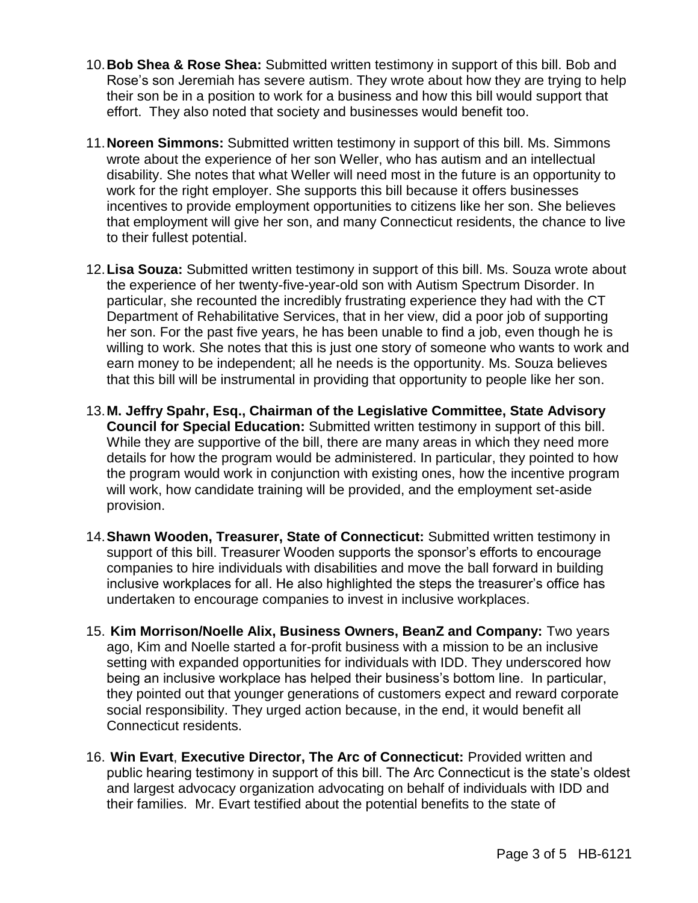10. **Bob Shea & Rose Shea:** Submitted written testimony in support of this bill. Bob and Rose's son Jeremiah has severe autism. They wrote about how they are trying to help their son be in a position to work for a business and how this bill would support that effort. They also noted that society and businesses would benefit too.

11. **Noreen Simmons:** Submitted written testimony in support of this bill. Ms. Simmons wrote about the experience of her son Weller, who has autism and an intellectual disability. She notes that what Weller will need most in the future is an opportunity to work for the right employer. She supports this bill because it offers businesses incentives to provide employment opportunities to citizens like her son. She believes that employment will give her son, and many Connecticut residents, the chance to live to their fullest potential.

12. **Lisa Souza:** Submitted written testimony in support of this bill. Ms. Souza wrote about the experience of her twenty-five-year-old son with Autism Spectrum Disorder. In particular, she recounted the incredibly frustrating experience they had with the CT Department of Rehabilitative Services, that in her view, did a poor job of supporting her son. For the past five years, he has been unable to find a job, even though he is willing to work. She notes that this is just one story of someone who wants to work and earn money to be independent; all he needs is the opportunity. Ms. Souza believes that this bill will be instrumental in providing that opportunity to people like her son.

13. **M. Jeffry Spahr, Esq., Chairman of the Legislative Committee, State Advisory Council for Special Education:** Submitted written testimony in support of this bill. While they are supportive of the bill, there are many areas in which they need more details for how the program would be administered. In particular, they pointed to how the program would work in conjunction with existing ones, how the incentive program will work, how candidate training will be provided, and the employment set-aside provision.

14. **Shawn Wooden, Treasurer, State of Connecticut:** Submitted written testimony in support of this bill. Treasurer Wooden supports the sponsor's efforts to encourage companies to hire individuals with disabilities and move the ball forward in building inclusive workplaces for all. He also highlighted the steps the treasurer's office has undertaken to encourage companies to invest in inclusive workplaces.

15. **Kim Morrison/Noelle Alix, Business Owners, BeanZ and Company:** Two years ago, Kim and Noelle started a for-profit business with a mission to be an inclusive setting with expanded opportunities for individuals with IDD. They underscored how being an inclusive workplace has helped their business's bottom line. In particular, they pointed out that younger generations of customers expect and reward corporate social responsibility. They urged action because, in the end, it would benefit all Connecticut residents.

16. **Win Evart**, **Executive Director, The Arc of Connecticut:** Provided written and public hearing testimony in support of this bill. The Arc Connecticut is the state's oldest and largest advocacy organization advocating on behalf of individuals with IDD and their families. Mr. Evart testified about the potential benefits to the state of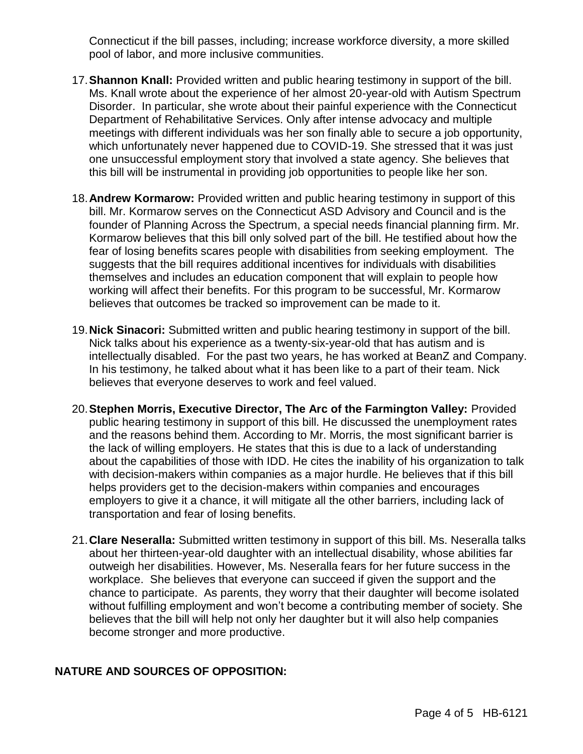Connecticut if the bill passes, including; increase workforce diversity, a more skilled pool of labor, and more inclusive communities.

17. **Shannon Knall:** Provided written and public hearing testimony in support of the bill. Ms. Knall wrote about the experience of her almost 20-year-old with Autism Spectrum Disorder. In particular, she wrote about their painful experience with the Connecticut Department of Rehabilitative Services. Only after intense advocacy and multiple meetings with different individuals was her son finally able to secure a job opportunity, which unfortunately never happened due to COVID-19. She stressed that it was just one unsuccessful employment story that involved a state agency. She believes that this bill will be instrumental in providing job opportunities to people like her son.

18. **Andrew Kormarow:** Provided written and public hearing testimony in support of this bill. Mr. Kormarow serves on the Connecticut ASD Advisory and Council and is the founder of Planning Across the Spectrum, a special needs financial planning firm. Mr. Kormarow believes that this bill only solved part of the bill. He testified about how the fear of losing benefits scares people with disabilities from seeking employment. The suggests that the bill requires additional incentives for individuals with disabilities themselves and includes an education component that will explain to people how working will affect their benefits. For this program to be successful, Mr. Kormarow believes that outcomes be tracked so improvement can be made to it.

19. **Nick Sinacori:** Submitted written and public hearing testimony in support of the bill. Nick talks about his experience as a twenty-six-year-old that has autism and is intellectually disabled. For the past two years, he has worked at BeanZ and Company. In his testimony, he talked about what it has been like to a part of their team. Nick believes that everyone deserves to work and feel valued.

20. **Stephen Morris, Executive Director, The Arc of the Farmington Valley:** Provided public hearing testimony in support of this bill. He discussed the unemployment rates and the reasons behind them. According to Mr. Morris, the most significant barrier is the lack of willing employers. He states that this is due to a lack of understanding about the capabilities of those with IDD. He cites the inability of his organization to talk with decision-makers within companies as a major hurdle. He believes that if this bill helps providers get to the decision-makers within companies and encourages employers to give it a chance, it will mitigate all the other barriers, including lack of transportation and fear of losing benefits.

21. **Clare Neseralla:** Submitted written testimony in support of this bill. Ms. Neseralla talks about her thirteen-year-old daughter with an intellectual disability, whose abilities far outweigh her disabilities. However, Ms. Neseralla fears for her future success in the workplace. She believes that everyone can succeed if given the support and the chance to participate. As parents, they worry that their daughter will become isolated without fulfilling employment and won't become a contributing member of society. She believes that the bill will help not only her daughter but it will also help companies become stronger and more productive.

## NATURE AND SOURCES OF OPPOSITION: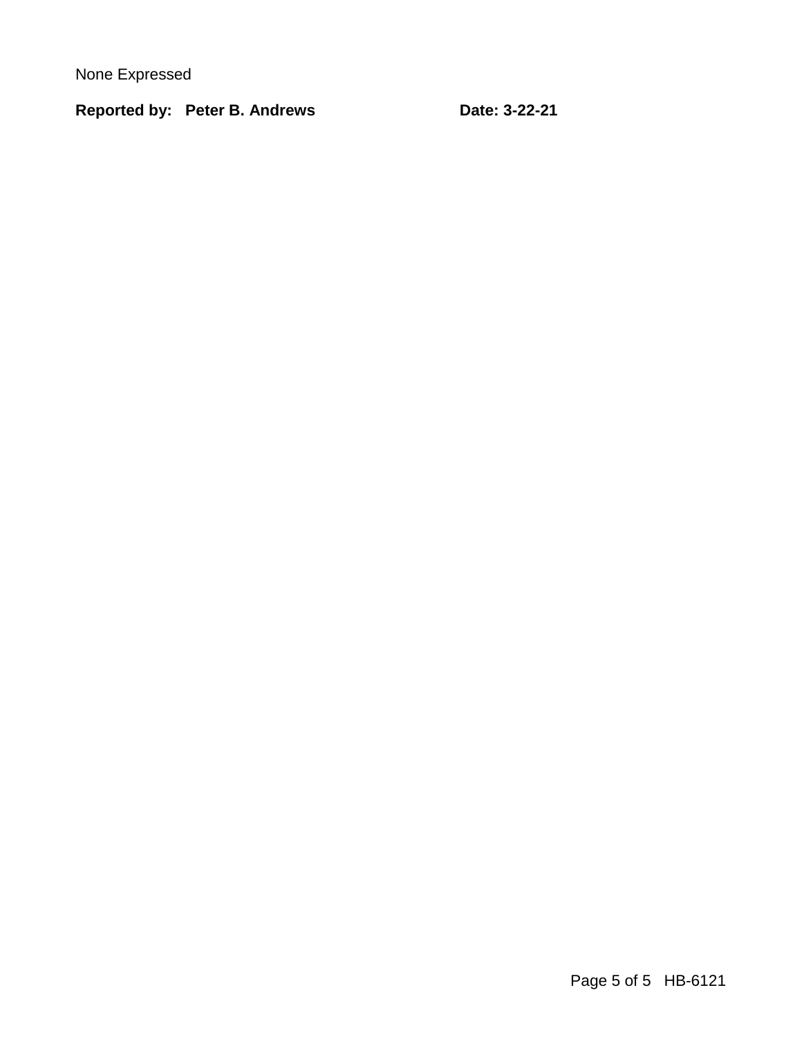None Expressed

**Reported by: Peter B. Andrews Date: 3-22-21**